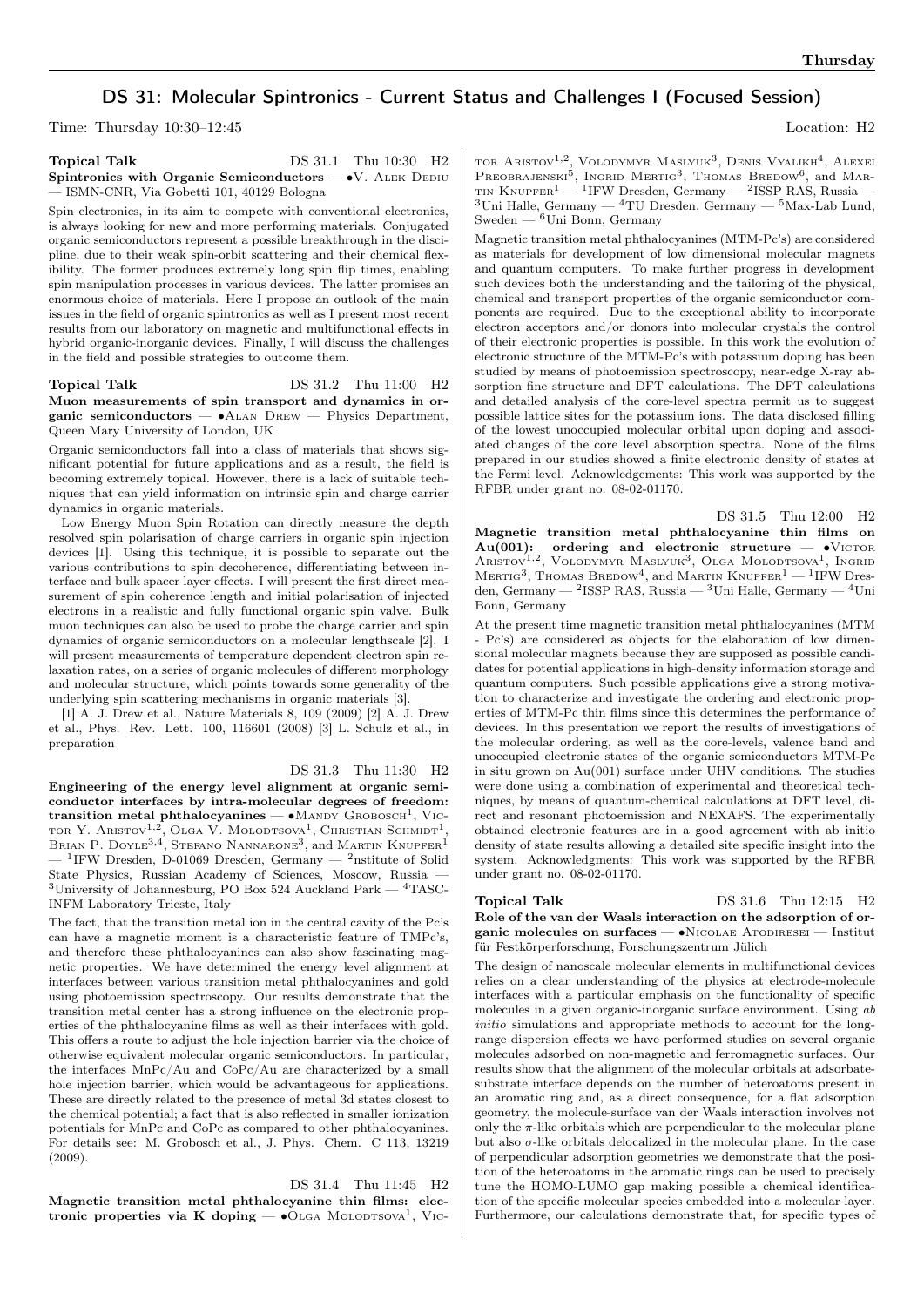# DS 31: Molecular Spintronics - Current Status and Challenges I (Focused Session)

Time: Thursday 10:30–12:45 Location: H2

**Topical Talk** DS 31.1 Thu 10:30 H2

**Spintronics with Organic Semiconductors** — •V. Alek Dediu — ISMN-CNR, Via Gobetti 101, 40129 Bologna

Spin electronics, in its aim to compete with conventional electronics, is always looking for new and more performing materials. Conjugated organic semiconductors represent a possible breakthrough in the discipline, due to their weak spin-orbit scattering and their chemical flexibility. The former produces extremely long spin flip times, enabling spin manipulation processes in various devices. The latter promises an enormous choice of materials. Here I propose an outlook of the main issues in the field of organic spintronics as well as I present most recent results from our laboratory on magnetic and multifunctional effects in hybrid organic-inorganic devices. Finally, I will discuss the challenges in the field and possible strategies to outcome them.

**Topical Talk** DS 31.2 Thu 11:00 H2

**Muon measurements of spin transport and dynamics in organic semiconductors** — •Alan Drew — Physics Department, Queen Mary University of London, UK

Organic semiconductors fall into a class of materials that shows significant potential for future applications and as a result, the field is becoming extremely topical. However, there is a lack of suitable techniques that can yield information on intrinsic spin and charge carrier dynamics in organic materials.

Low Energy Muon Spin Rotation can directly measure the depth resolved spin polarisation of charge carriers in organic spin injection devices [1]. Using this technique, it is possible to separate out the various contributions to spin decoherence, differentiating between interface and bulk spacer layer effects. I will present the first direct measurement of spin coherence length and initial polarisation of injected electrons in a realistic and fully functional organic spin valve. Bulk muon techniques can also be used to probe the charge carrier and spin dynamics of organic semiconductors on a molecular lengthscale [2]. I will present measurements of temperature dependent electron spin relaxation rates, on a series of organic molecules of different morphology and molecular structure, which points towards some generality of the underlying spin scattering mechanisms in organic materials [3].

[1] A. J. Drew et al., Nature Materials 8, 109 (2009) [2] A. J. Drew et al., Phys. Rev. Lett. 100, 116601 (2008) [3] L. Schulz et al., in preparation

DS 31.3 Thu 11:30 H2

**Engineering of the energy level alignment at organic semiconductor interfaces by intra-molecular degrees of freedom: transition metal phthalocyanines** — •Mandy Grobosch[1], Victor Y. Aristov[1,2], Olga V. Molodtsova[1], Christian Schmidt[1], Brian P. Doyle[3,4], Stefano Nannarone[3], and Martin Knupfer[1] — [1]IFW Dresden, D-01069 Dresden, Germany — [2]nstitute of Solid State Physics, Russian Academy of Sciences, Moscow, Russia — [3]University of Johannesburg, PO Box 524 Auckland Park — [4]TASC-INFM Laboratory Trieste, Italy

The fact, that the transition metal ion in the central cavity of the Pc's can have a magnetic moment is a characteristic feature of TMPc's, and therefore these phthalocyanines can also show fascinating magnetic properties. We have determined the energy level alignment at interfaces between various transition metal phthalocyanines and gold using photoemission spectroscopy. Our results demonstrate that the transition metal center has a strong influence on the electronic properties of the phthalocyanine films as well as their interfaces with gold. This offers a route to adjust the hole injection barrier via the choice of otherwise equivalent molecular organic semiconductors. In particular, the interfaces MnPc/Au and CoPc/Au are characterized by a small hole injection barrier, which would be advantageous for applications. These are directly related to the presence of metal 3d states closest to the chemical potential; a fact that is also reflected in smaller ionization potentials for MnPc and CoPc as compared to other phthalocyanines. For details see: M. Grobosch et al., J. Phys. Chem. C 113, 13219 (2009).

DS 31.4 Thu 11:45 H2

**Magnetic transition metal phthalocyanine thin films: electronic properties via K doping** — •Olga Molodtsova[1], Victor Aristov[1,2], Volodymyr Maslyuk[3], Denis Vyalikh[4], Alexei Preobrajenski[5], Ingrid Mertig[3], Thomas Bredow[6], and Martin Knupfer[1] — [1]IFW Dresden, Germany — [2]ISSP RAS, Russia — [3]Uni Halle, Germany — [4]TU Dresden, Germany — [5]Max-Lab Lund, Sweden — [6]Uni Bonn, Germany

Magnetic transition metal phthalocyanines (MTM-Pc's) are considered as materials for development of low dimensional molecular magnets and quantum computers. To make further progress in development such devices both the understanding and the tailoring of the physical, chemical and transport properties of the organic semiconductor components are required. Due to the exceptional ability to incorporate electron acceptors and/or donors into molecular crystals the control of their electronic properties is possible. In this work the evolution of electronic structure of the MTM-Pc's with potassium doping has been studied by means of photoemission spectroscopy, near-edge X-ray absorption fine structure and DFT calculations. The DFT calculations and detailed analysis of the core-level spectra permit us to suggest possible lattice sites for the potassium ions. The data disclosed filling of the lowest unoccupied molecular orbital upon doping and associated changes of the core level absorption spectra. None of the films prepared in our studies showed a finite electronic density of states at the Fermi level. Acknowledgements: This work was supported by the RFBR under grant no. 08-02-01170.

DS 31.5 Thu 12:00 H2

**Magnetic transition metal phthalocyanine thin films on Au(001): ordering and electronic structure** — •Victor Aristov[1,2], Volodymyr Maslyuk[3], Olga Molodtsova[1], Ingrid Mertig[3], Thomas Bredow[4], and Martin Knupfer[1] — [1]IFW Dresden, Germany — [2]ISSP RAS, Russia — [3]Uni Halle, Germany — [4]Uni Bonn, Germany

At the present time magnetic transition metal phthalocyanines (MTM - Pc's) are considered as objects for the elaboration of low dimensional molecular magnets because they are supposed as possible candidates for potential applications in high-density information storage and quantum computers. Such possible applications give a strong motivation to characterize and investigate the ordering and electronic properties of MTM-Pc thin films since this determines the performance of devices. In this presentation we report the results of investigations of the molecular ordering, as well as the core-levels, valence band and unoccupied electronic states of the organic semiconductors MTM-Pc in situ grown on Au(001) surface under UHV conditions. The studies were done using a combination of experimental and theoretical techniques, by means of quantum-chemical calculations at DFT level, direct and resonant photoemission and NEXAFS. The experimentally obtained electronic features are in a good agreement with ab initio density of state results allowing a detailed site specific insight into the system. Acknowledgments: This work was supported by the RFBR under grant no. 08-02-01170.

**Topical Talk** DS 31.6 Thu 12:15 H2

**Role of the van der Waals interaction on the adsorption of organic molecules on surfaces** — •Nicolae Atodiresei — Institut für Festkörperforschung, Forschungszentrum Jülich

The design of nanoscale molecular elements in multifunctional devices relies on a clear understanding of the physics at electrode-molecule interfaces with a particular emphasis on the functionality of specific molecules in a given organic-inorganic surface environment. Using *ab initio* simulations and appropriate methods to account for the long-range dispersion effects we have performed studies on several organic molecules adsorbed on non-magnetic and ferromagnetic surfaces. Our results show that the alignment of the molecular orbitals at adsorbate-substrate interface depends on the number of heteroatoms present in an aromatic ring and, as a direct consequence, for a flat adsorption geometry, the molecule-surface van der Waals interaction involves not only the $\pi$-like orbitals which are perpendicular to the molecular plane but also $\sigma$-like orbitals delocalized in the molecular plane. In the case of perpendicular adsorption geometries we demonstrate that the position of the heteroatoms in the aromatic rings can be used to precisely tune the HOMO-LUMO gap making possible a chemical identification of the specific molecular species embedded into a molecular layer. Furthermore, our calculations demonstrate that, for specific types of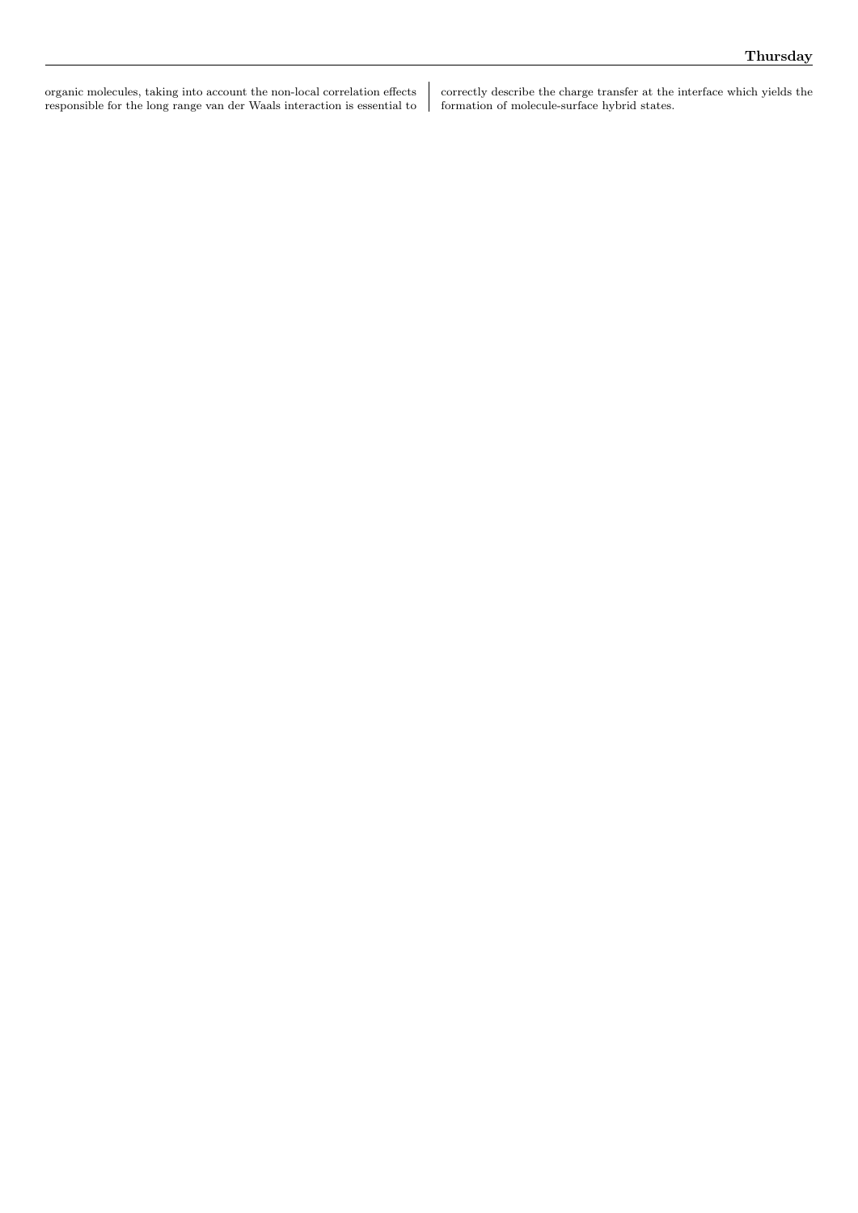organic molecules, taking into account the non-local correlation effects responsible for the long range van der Waals interaction is essential to correctly describe the charge transfer at the interface which yields the formation of molecule-surface hybrid states.